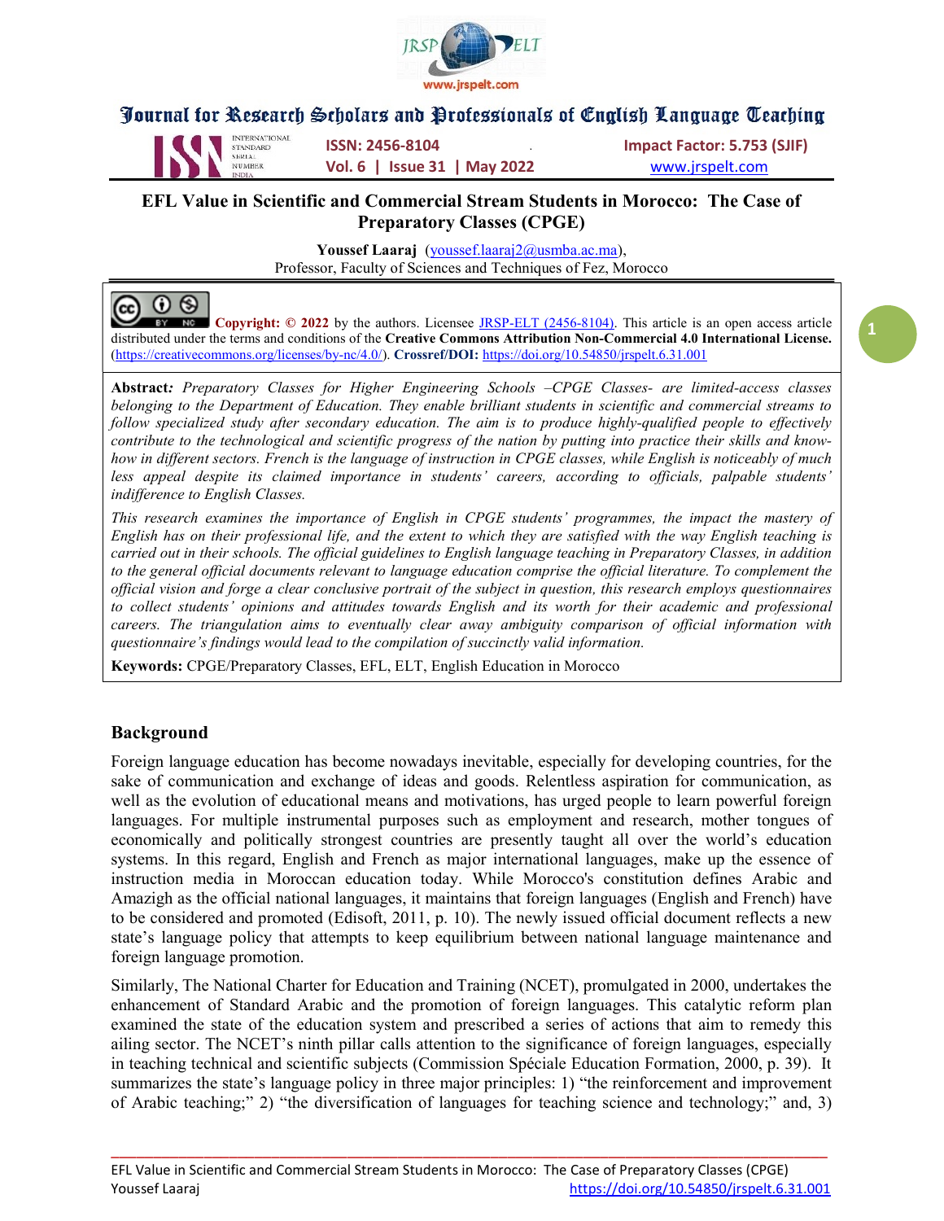# EFL Value in Scientific and Commercial Stream Students in Morocco: The Case of Preparatory Classes (CPGE)

**Youssef Laaraj** (youssef.laaraj2@usmba.ac.ma),
Professor, Faculty of Sciences and Techniques of Fez, Morocco

**Copyright: © 2022** by the authors. Licensee JRSP-ELT (2456-8104). This article is an open access article distributed under the terms and conditions of the **Creative Commons Attribution Non-Commercial 4.0 International License.** (https://creativecommons.org/licenses/by-nc/4.0/). **Crossref/DOI:** https://doi.org/10.54850/jrspelt.6.31.001

**Abstract:** *Preparatory Classes for Higher Engineering Schools –CPGE Classes- are limited-access classes belonging to the Department of Education. They enable brilliant students in scientific and commercial streams to follow specialized study after secondary education. The aim is to produce highly-qualified people to effectively contribute to the technological and scientific progress of the nation by putting into practice their skills and know-how in different sectors. French is the language of instruction in CPGE classes, while English is noticeably of much less appeal despite its claimed importance in students' careers, according to officials, palpable students' indifference to English Classes.*

*This research examines the importance of English in CPGE students' programmes, the impact the mastery of English has on their professional life, and the extent to which they are satisfied with the way English teaching is carried out in their schools. The official guidelines to English language teaching in Preparatory Classes, in addition to the general official documents relevant to language education comprise the official literature. To complement the official vision and forge a clear conclusive portrait of the subject in question, this research employs questionnaires to collect students' opinions and attitudes towards English and its worth for their academic and professional careers. The triangulation aims to eventually clear away ambiguity comparison of official information with questionnaire's findings would lead to the compilation of succinctly valid information.*

**Keywords:** CPGE/Preparatory Classes, EFL, ELT, English Education in Morocco

## Background

Foreign language education has become nowadays inevitable, especially for developing countries, for the sake of communication and exchange of ideas and goods. Relentless aspiration for communication, as well as the evolution of educational means and motivations, has urged people to learn powerful foreign languages. For multiple instrumental purposes such as employment and research, mother tongues of economically and politically strongest countries are presently taught all over the world's education systems. In this regard, English and French as major international languages, make up the essence of instruction media in Moroccan education today. While Morocco's constitution defines Arabic and Amazigh as the official national languages, it maintains that foreign languages (English and French) have to be considered and promoted (Edisoft, 2011, p. 10). The newly issued official document reflects a new state's language policy that attempts to keep equilibrium between national language maintenance and foreign language promotion.

Similarly, The National Charter for Education and Training (NCET), promulgated in 2000, undertakes the enhancement of Standard Arabic and the promotion of foreign languages. This catalytic reform plan examined the state of the education system and prescribed a series of actions that aim to remedy this ailing sector. The NCET's ninth pillar calls attention to the significance of foreign languages, especially in teaching technical and scientific subjects (Commission Spéciale Education Formation, 2000, p. 39). It summarizes the state's language policy in three major principles: 1) "the reinforcement and improvement of Arabic teaching;" 2) "the diversification of languages for teaching science and technology;" and, 3)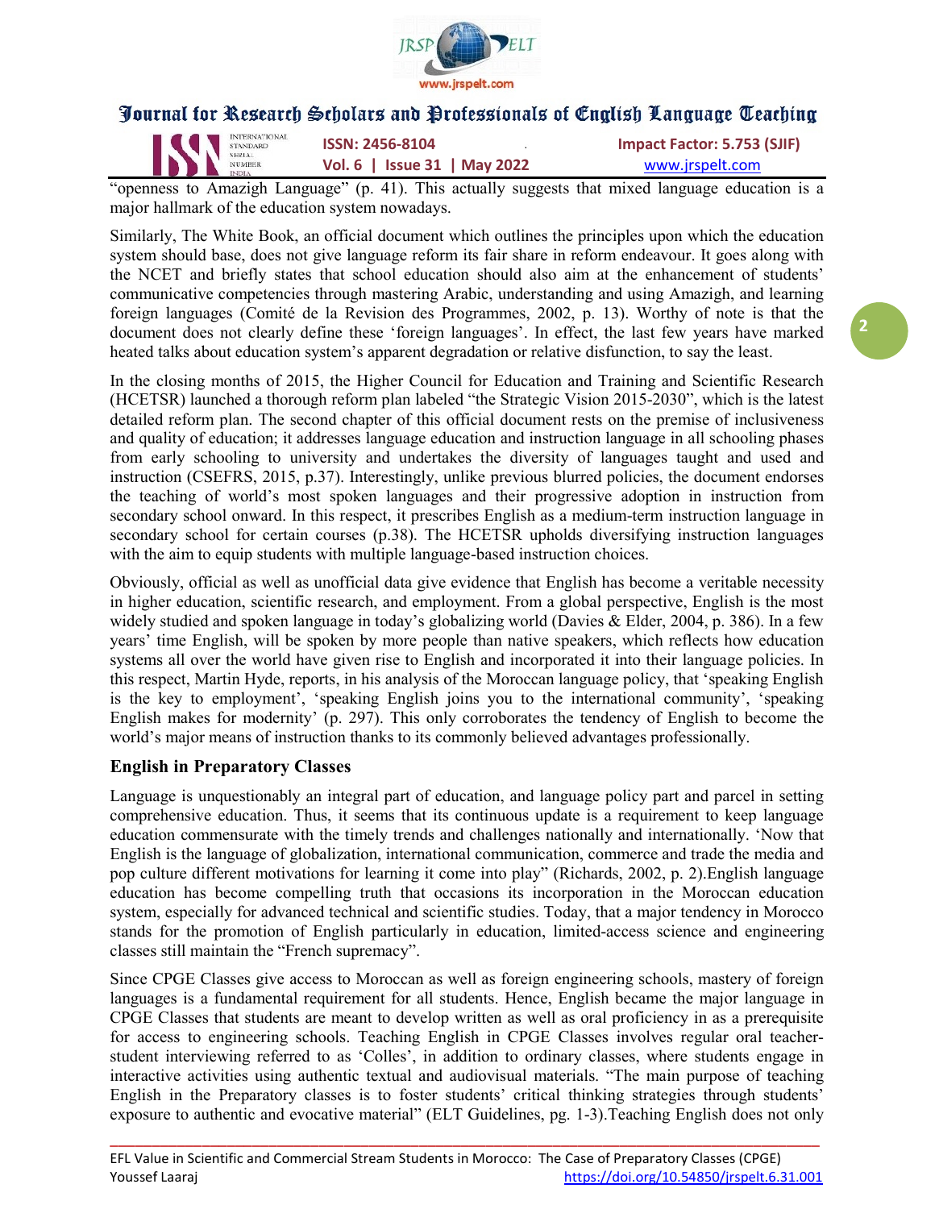"openness to Amazigh Language" (p. 41). This actually suggests that mixed language education is a major hallmark of the education system nowadays.

Similarly, The White Book, an official document which outlines the principles upon which the education system should base, does not give language reform its fair share in reform endeavour. It goes along with the NCET and briefly states that school education should also aim at the enhancement of students' communicative competencies through mastering Arabic, understanding and using Amazigh, and learning foreign languages (Comité de la Revision des Programmes, 2002, p. 13). Worthy of note is that the document does not clearly define these 'foreign languages'. In effect, the last few years have marked heated talks about education system's apparent degradation or relative disfunction, to say the least.

In the closing months of 2015, the Higher Council for Education and Training and Scientific Research (HCETSR) launched a thorough reform plan labeled "the Strategic Vision 2015-2030", which is the latest detailed reform plan. The second chapter of this official document rests on the premise of inclusiveness and quality of education; it addresses language education and instruction language in all schooling phases from early schooling to university and undertakes the diversity of languages taught and used and instruction (CSEFRS, 2015, p.37). Interestingly, unlike previous blurred policies, the document endorses the teaching of world's most spoken languages and their progressive adoption in instruction from secondary school onward. In this respect, it prescribes English as a medium-term instruction language in secondary school for certain courses (p.38). The HCETSR upholds diversifying instruction languages with the aim to equip students with multiple language-based instruction choices.

Obviously, official as well as unofficial data give evidence that English has become a veritable necessity in higher education, scientific research, and employment. From a global perspective, English is the most widely studied and spoken language in today's globalizing world (Davies & Elder, 2004, p. 386). In a few years' time English, will be spoken by more people than native speakers, which reflects how education systems all over the world have given rise to English and incorporated it into their language policies. In this respect, Martin Hyde, reports, in his analysis of the Moroccan language policy, that 'speaking English is the key to employment', 'speaking English joins you to the international community', 'speaking English makes for modernity' (p. 297). This only corroborates the tendency of English to become the world's major means of instruction thanks to its commonly believed advantages professionally.

### English in Preparatory Classes

Language is unquestionably an integral part of education, and language policy part and parcel in setting comprehensive education. Thus, it seems that its continuous update is a requirement to keep language education commensurate with the timely trends and challenges nationally and internationally. 'Now that English is the language of globalization, international communication, commerce and trade the media and pop culture different motivations for learning it come into play" (Richards, 2002, p. 2).English language education has become compelling truth that occasions its incorporation in the Moroccan education system, especially for advanced technical and scientific studies. Today, that a major tendency in Morocco stands for the promotion of English particularly in education, limited-access science and engineering classes still maintain the "French supremacy".

Since CPGE Classes give access to Moroccan as well as foreign engineering schools, mastery of foreign languages is a fundamental requirement for all students. Hence, English became the major language in CPGE Classes that students are meant to develop written as well as oral proficiency in as a prerequisite for access to engineering schools. Teaching English in CPGE Classes involves regular oral teacher-student interviewing referred to as 'Colles', in addition to ordinary classes, where students engage in interactive activities using authentic textual and audiovisual materials. "The main purpose of teaching English in the Preparatory classes is to foster students' critical thinking strategies through students' exposure to authentic and evocative material" (ELT Guidelines, pg. 1-3).Teaching English does not only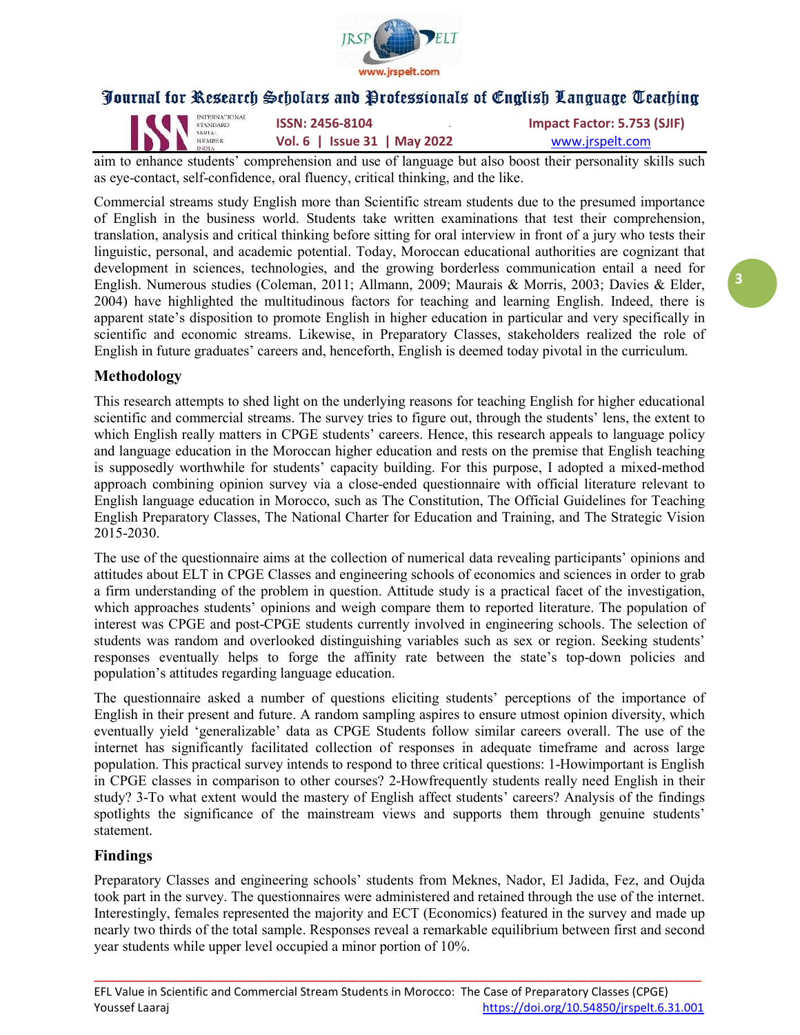aim to enhance students' comprehension and use of language but also boost their personality skills such as eye-contact, self-confidence, oral fluency, critical thinking, and the like.

Commercial streams study English more than Scientific stream students due to the presumed importance of English in the business world. Students take written examinations that test their comprehension, translation, analysis and critical thinking before sitting for oral interview in front of a jury who tests their linguistic, personal, and academic potential. Today, Moroccan educational authorities are cognizant that development in sciences, technologies, and the growing borderless communication entail a need for English. Numerous studies (Coleman, 2011; Allmann, 2009; Maurais & Morris, 2003; Davies & Elder, 2004) have highlighted the multitudinous factors for teaching and learning English. Indeed, there is apparent state's disposition to promote English in higher education in particular and very specifically in scientific and economic streams. Likewise, in Preparatory Classes, stakeholders realized the role of English in future graduates' careers and, henceforth, English is deemed today pivotal in the curriculum.

## Methodology

This research attempts to shed light on the underlying reasons for teaching English for higher educational scientific and commercial streams. The survey tries to figure out, through the students' lens, the extent to which English really matters in CPGE students' careers. Hence, this research appeals to language policy and language education in the Moroccan higher education and rests on the premise that English teaching is supposedly worthwhile for students' capacity building. For this purpose, I adopted a mixed-method approach combining opinion survey via a close-ended questionnaire with official literature relevant to English language education in Morocco, such as The Constitution, The Official Guidelines for Teaching English Preparatory Classes, The National Charter for Education and Training, and The Strategic Vision 2015-2030.

The use of the questionnaire aims at the collection of numerical data revealing participants' opinions and attitudes about ELT in CPGE Classes and engineering schools of economics and sciences in order to grab a firm understanding of the problem in question. Attitude study is a practical facet of the investigation, which approaches students' opinions and weigh compare them to reported literature. The population of interest was CPGE and post-CPGE students currently involved in engineering schools. The selection of students was random and overlooked distinguishing variables such as sex or region. Seeking students' responses eventually helps to forge the affinity rate between the state's top-down policies and population's attitudes regarding language education.

The questionnaire asked a number of questions eliciting students' perceptions of the importance of English in their present and future. A random sampling aspires to ensure utmost opinion diversity, which eventually yield 'generalizable' data as CPGE Students follow similar careers overall. The use of the internet has significantly facilitated collection of responses in adequate timeframe and across large population. This practical survey intends to respond to three critical questions: 1-Howimportant is English in CPGE classes in comparison to other courses? 2-Howfrequently students really need English in their study? 3-To what extent would the mastery of English affect students' careers? Analysis of the findings spotlights the significance of the mainstream views and supports them through genuine students' statement.

## Findings

Preparatory Classes and engineering schools' students from Meknes, Nador, El Jadida, Fez, and Oujda took part in the survey. The questionnaires were administered and retained through the use of the internet. Interestingly, females represented the majority and ECT (Economics) featured in the survey and made up nearly two thirds of the total sample. Responses reveal a remarkable equilibrium between first and second year students while upper level occupied a minor portion of 10%.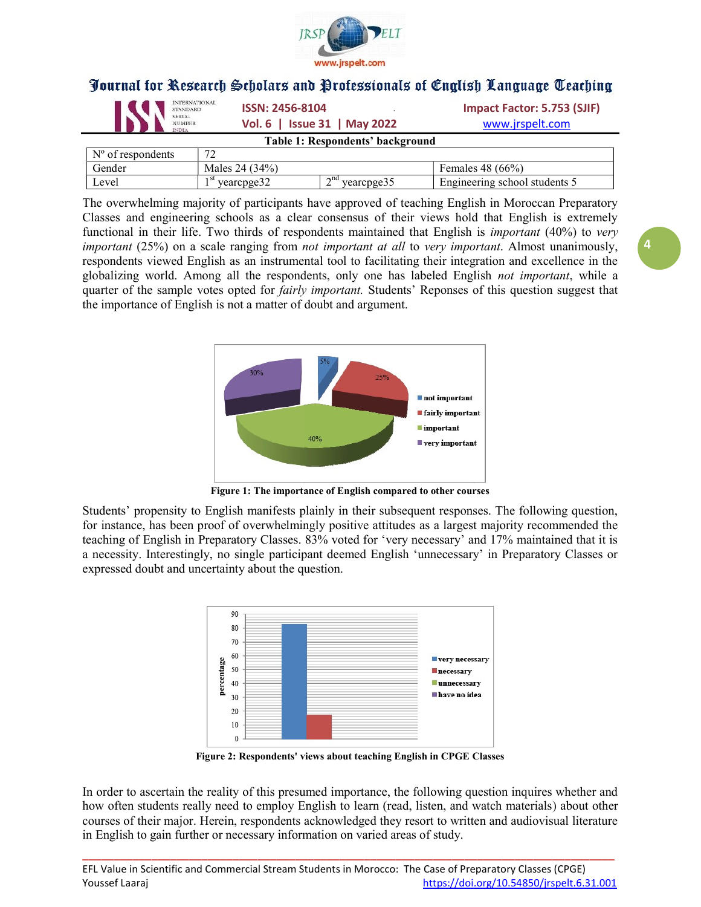**Table 1: Respondents' background**

| Nº of respondents | 72 | | |
|---|---|---|---|
| Gender | Males 24 (34%) | | Females 48 (66%) |
| Level | 1st yearcpge32 | 2nd yearcpge35 | Engineering school students 5 |

The overwhelming majority of participants have approved of teaching English in Moroccan Preparatory Classes and engineering schools as a clear consensus of their views hold that English is extremely functional in their life. Two thirds of respondents maintained that English is *important* (40%) to *very important* (25%) on a scale ranging from *not important at all* to *very important*. Almost unanimously, respondents viewed English as an instrumental tool to facilitating their integration and excellence in the globalizing world. Among all the respondents, only one has labeled English *not important*, while a quarter of the sample votes opted for *fairly important.* Students' Reponses of this question suggest that the importance of English is not a matter of doubt and argument.

**Figure 1: The importance of English compared to other courses**

Students' propensity to English manifests plainly in their subsequent responses. The following question, for instance, has been proof of overwhelmingly positive attitudes as a largest majority recommended the teaching of English in Preparatory Classes. 83% voted for 'very necessary' and 17% maintained that it is a necessity. Interestingly, no single participant deemed English 'unnecessary' in Preparatory Classes or expressed doubt and uncertainty about the question.

**Figure 2: Respondents' views about teaching English in CPGE Classes**

In order to ascertain the reality of this presumed importance, the following question inquires whether and how often students really need to employ English to learn (read, listen, and watch materials) about other courses of their major. Herein, respondents acknowledged they resort to written and audiovisual literature in English to gain further or necessary information on varied areas of study.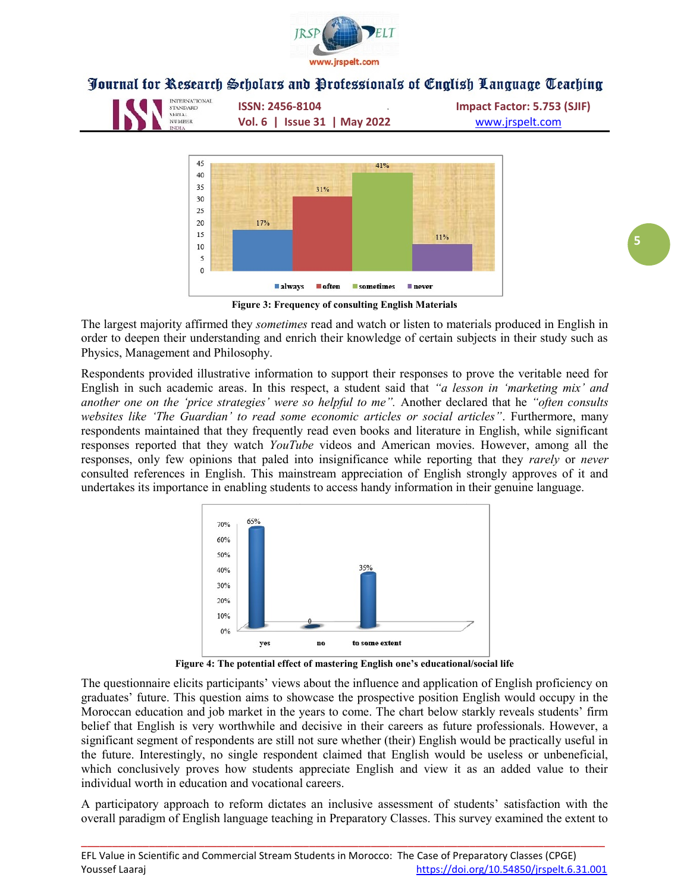Figure 3: Frequency of consulting English Materials

The largest majority affirmed they *sometimes* read and watch or listen to materials produced in English in order to deepen their understanding and enrich their knowledge of certain subjects in their study such as Physics, Management and Philosophy.

Respondents provided illustrative information to support their responses to prove the veritable need for English in such academic areas. In this respect, a student said that *"a lesson in 'marketing mix' and another one on the 'price strategies' were so helpful to me".* Another declared that he *"often consults websites like 'The Guardian' to read some economic articles or social articles"*. Furthermore, many respondents maintained that they frequently read even books and literature in English, while significant responses reported that they watch *YouTube* videos and American movies. However, among all the responses, only few opinions that paled into insignificance while reporting that they *rarely* or *never* consulted references in English. This mainstream appreciation of English strongly approves of it and undertakes its importance in enabling students to access handy information in their genuine language.

Figure 4: The potential effect of mastering English one's educational/social life

The questionnaire elicits participants' views about the influence and application of English proficiency on graduates' future. This question aims to showcase the prospective position English would occupy in the Moroccan education and job market in the years to come. The chart below starkly reveals students' firm belief that English is very worthwhile and decisive in their careers as future professionals. However, a significant segment of respondents are still not sure whether (their) English would be practically useful in the future. Interestingly, no single respondent claimed that English would be useless or unbeneficial, which conclusively proves how students appreciate English and view it as an added value to their individual worth in education and vocational careers.

A participatory approach to reform dictates an inclusive assessment of students' satisfaction with the overall paradigm of English language teaching in Preparatory Classes. This survey examined the extent to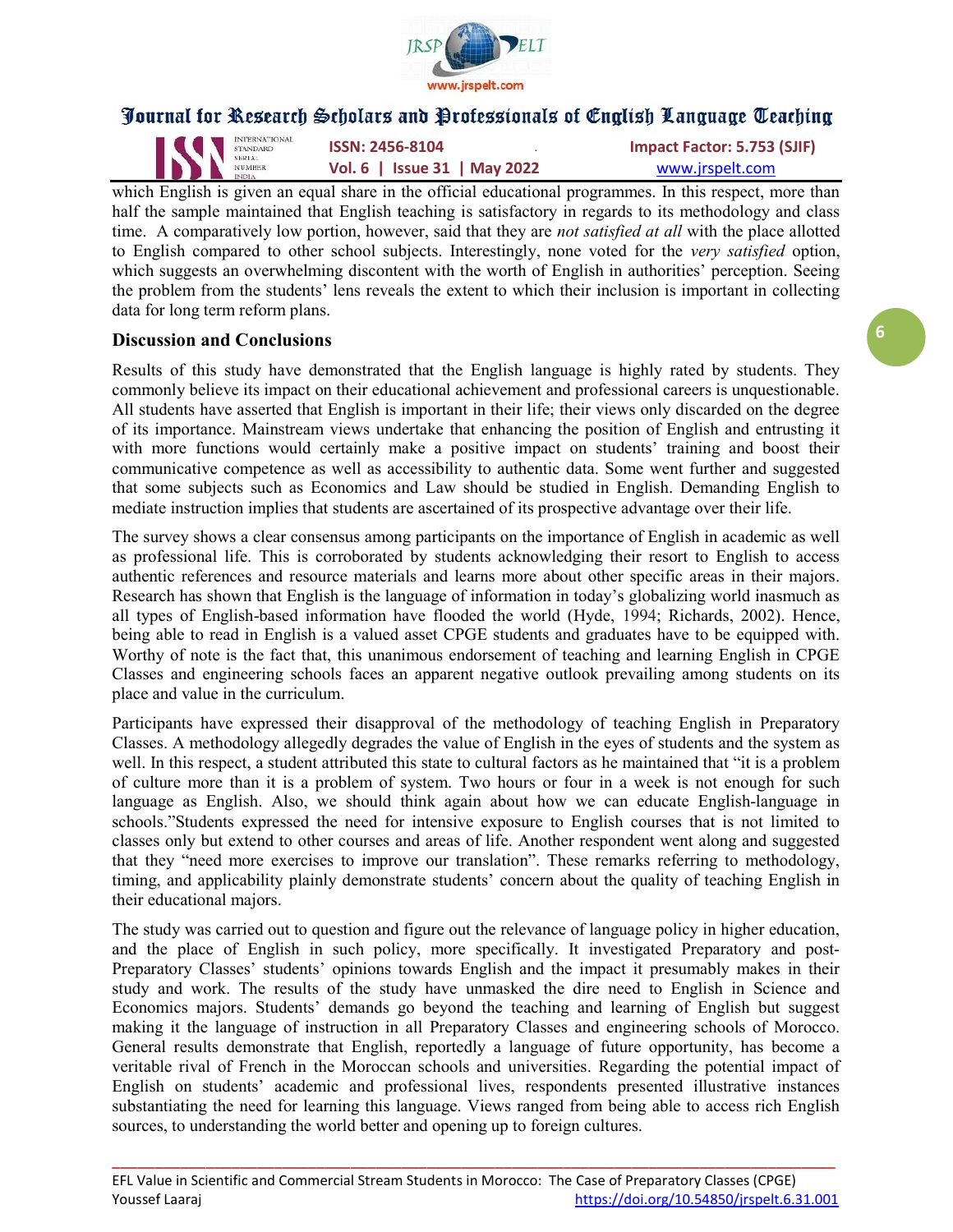which English is given an equal share in the official educational programmes. In this respect, more than half the sample maintained that English teaching is satisfactory in regards to its methodology and class time. A comparatively low portion, however, said that they are *not satisfied at all* with the place allotted to English compared to other school subjects. Interestingly, none voted for the *very satisfied* option, which suggests an overwhelming discontent with the worth of English in authorities' perception. Seeing the problem from the students' lens reveals the extent to which their inclusion is important in collecting data for long term reform plans.

## Discussion and Conclusions

Results of this study have demonstrated that the English language is highly rated by students. They commonly believe its impact on their educational achievement and professional careers is unquestionable. All students have asserted that English is important in their life; their views only discarded on the degree of its importance. Mainstream views undertake that enhancing the position of English and entrusting it with more functions would certainly make a positive impact on students' training and boost their communicative competence as well as accessibility to authentic data. Some went further and suggested that some subjects such as Economics and Law should be studied in English. Demanding English to mediate instruction implies that students are ascertained of its prospective advantage over their life.

The survey shows a clear consensus among participants on the importance of English in academic as well as professional life. This is corroborated by students acknowledging their resort to English to access authentic references and resource materials and learns more about other specific areas in their majors. Research has shown that English is the language of information in today's globalizing world inasmuch as all types of English-based information have flooded the world (Hyde, 1994; Richards, 2002). Hence, being able to read in English is a valued asset CPGE students and graduates have to be equipped with. Worthy of note is the fact that, this unanimous endorsement of teaching and learning English in CPGE Classes and engineering schools faces an apparent negative outlook prevailing among students on its place and value in the curriculum.

Participants have expressed their disapproval of the methodology of teaching English in Preparatory Classes. A methodology allegedly degrades the value of English in the eyes of students and the system as well. In this respect, a student attributed this state to cultural factors as he maintained that "it is a problem of culture more than it is a problem of system. Two hours or four in a week is not enough for such language as English. Also, we should think again about how we can educate English-language in schools."Students expressed the need for intensive exposure to English courses that is not limited to classes only but extend to other courses and areas of life. Another respondent went along and suggested that they "need more exercises to improve our translation". These remarks referring to methodology, timing, and applicability plainly demonstrate students' concern about the quality of teaching English in their educational majors.

The study was carried out to question and figure out the relevance of language policy in higher education, and the place of English in such policy, more specifically. It investigated Preparatory and post-Preparatory Classes' students' opinions towards English and the impact it presumably makes in their study and work. The results of the study have unmasked the dire need to English in Science and Economics majors. Students' demands go beyond the teaching and learning of English but suggest making it the language of instruction in all Preparatory Classes and engineering schools of Morocco. General results demonstrate that English, reportedly a language of future opportunity, has become a veritable rival of French in the Moroccan schools and universities. Regarding the potential impact of English on students' academic and professional lives, respondents presented illustrative instances substantiating the need for learning this language. Views ranged from being able to access rich English sources, to understanding the world better and opening up to foreign cultures.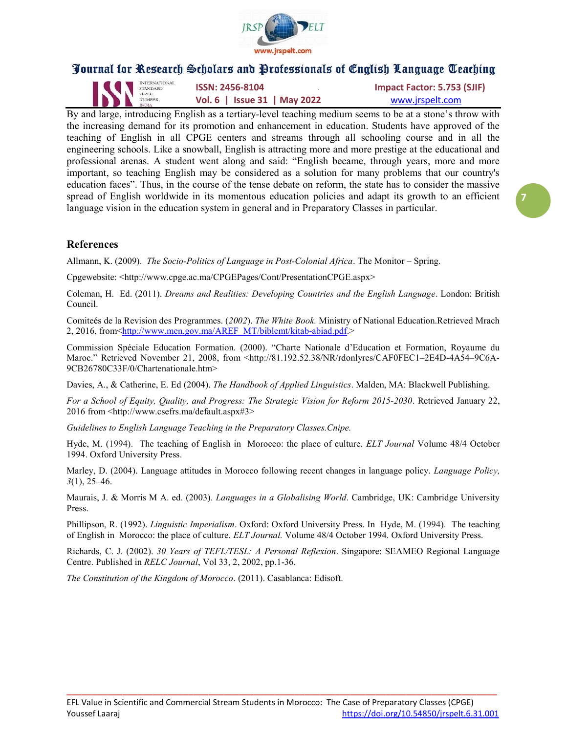By and large, introducing English as a tertiary-level teaching medium seems to be at a stone's throw with the increasing demand for its promotion and enhancement in education. Students have approved of the teaching of English in all CPGE centers and streams through all schooling course and in all the engineering schools. Like a snowball, English is attracting more and more prestige at the educational and professional arenas. A student went along and said: "English became, through years, more and more important, so teaching English may be considered as a solution for many problems that our country's education faces". Thus, in the course of the tense debate on reform, the state has to consider the massive spread of English worldwide in its momentous education policies and adapt its growth to an efficient language vision in the education system in general and in Preparatory Classes in particular.

## References

Allmann, K. (2009). *The Socio-Politics of Language in Post-Colonial Africa*. The Monitor – Spring.

Cpgewebsite: <http://www.cpge.ac.ma/CPGEPages/Cont/PresentationCPGE.aspx>

Coleman, H. Ed. (2011). *Dreams and Realities: Developing Countries and the English Language*. London: British Council.

Comiteés de la Revision des Programmes. (*2002*). *The White Book.* Ministry of National Education.Retrieved Mrach 2, 2016, from<http://www.men.gov.ma/AREF_MT/biblemt/kitab-abiad.pdf.>

Commission Spéciale Education Formation. (2000). "Charte Nationale d'Education et Formation, Royaume du Maroc." Retrieved November 21, 2008, from <http://81.192.52.38/NR/rdonlyres/CAF0FEC1–2E4D-4A54–9C6A-9CB26780C33F/0/Chartenationale.htm>

Davies, A., & Catherine, E. Ed (2004). *The Handbook of Applied Linguistics*. Malden, MA: Blackwell Publishing.

*For a School of Equity, Quality, and Progress: The Strategic Vision for Reform 2015-2030*. Retrieved January 22, 2016 from <http://www.csefrs.ma/default.aspx#3>

*Guidelines to English Language Teaching in the Preparatory Classes.Cnipe.*

Hyde, M. (1994). The teaching of English in Morocco: the place of culture. *ELT Journal* Volume 48/4 October 1994. Oxford University Press.

Marley, D. (2004). Language attitudes in Morocco following recent changes in language policy. *Language Policy, 3*(1), 25–46.

Maurais, J. & Morris M A. ed. (2003). *Languages in a Globalising World*. Cambridge, UK: Cambridge University Press.

Phillipson, R. (1992). *Linguistic Imperialism*. Oxford: Oxford University Press. In Hyde, M. (1994). The teaching of English in Morocco: the place of culture. *ELT Journal.* Volume 48/4 October 1994. Oxford University Press.

Richards, C. J. (2002). *30 Years of TEFL/TESL: A Personal Reflexion*. Singapore: SEAMEO Regional Language Centre. Published in *RELC Journal*, Vol 33, 2, 2002, pp.1-36.

*The Constitution of the Kingdom of Morocco*. (2011). Casablanca: Edisoft.